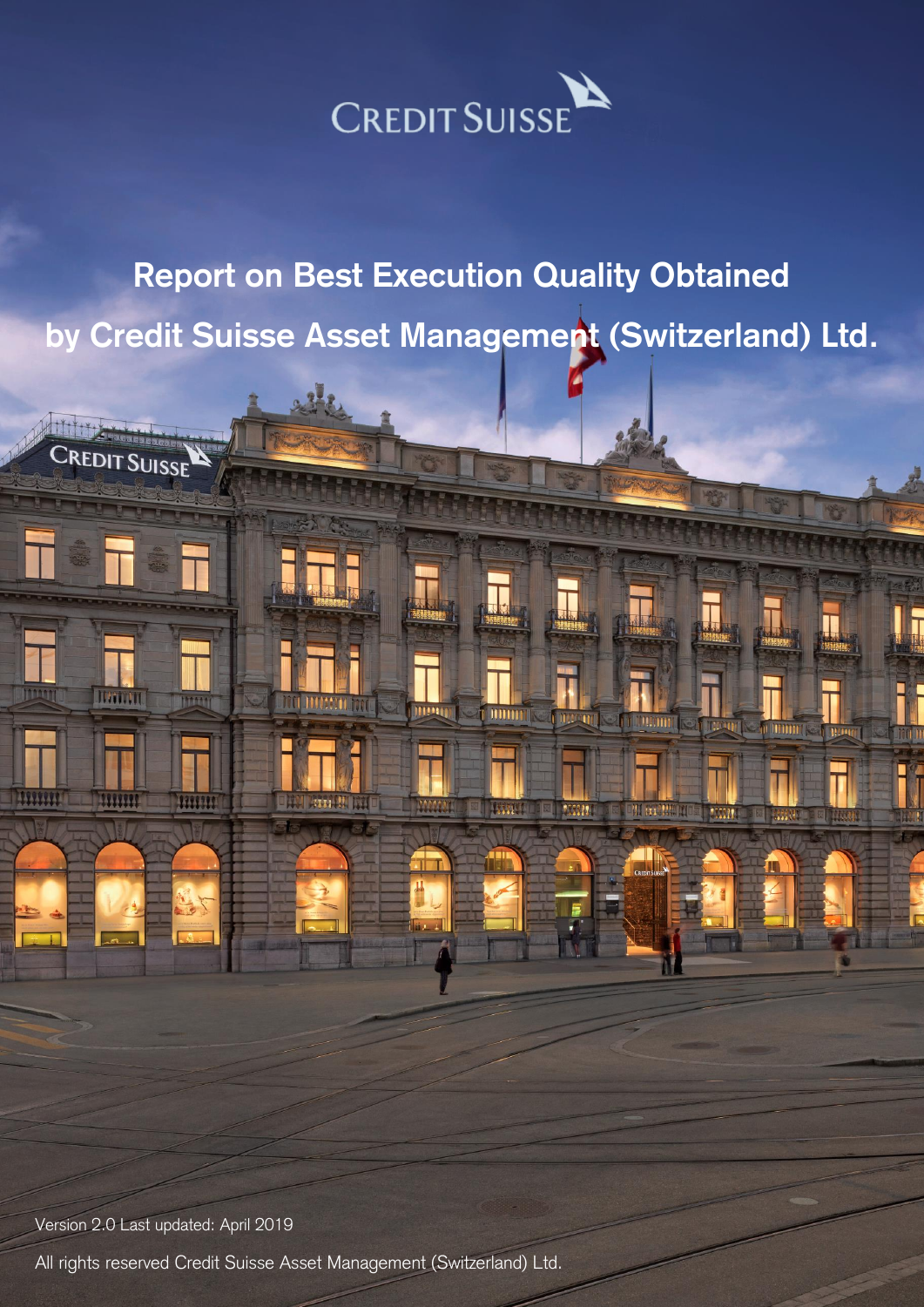CREDIT SUISSE

# Report on Best Execution Quality Obtained by Credit Suisse Asset Management (Switzerland) Ltd.

Version 2.0 Last updated: April 2019

All rights reserved Credit Suisse Asset Management (Switzerland) Ltd.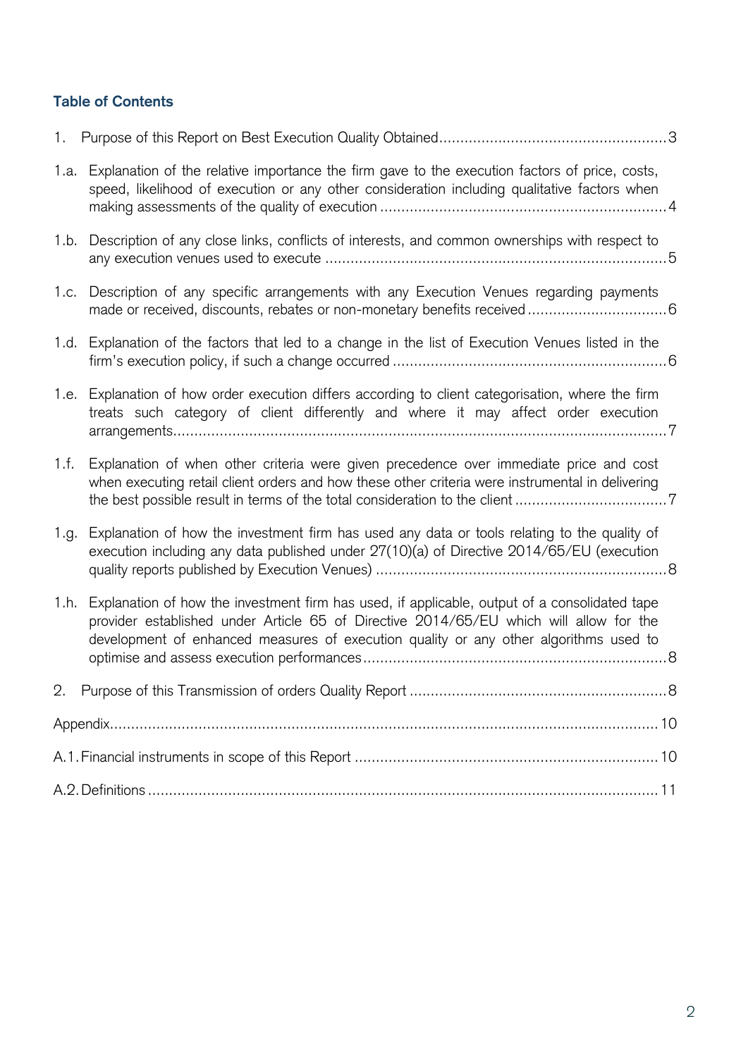**Table of Contents**

1. Purpose of this Report on Best Execution Quality Obtained ..... 3

1.a. Explanation of the relative importance the firm gave to the execution factors of price, costs, speed, likelihood of execution or any other consideration including qualitative factors when making assessments of the quality of execution ..... 4

1.b. Description of any close links, conflicts of interests, and common ownerships with respect to any execution venues used to execute ..... 5

1.c. Description of any specific arrangements with any Execution Venues regarding payments made or received, discounts, rebates or non-monetary benefits received ..... 6

1.d. Explanation of the factors that led to a change in the list of Execution Venues listed in the firm's execution policy, if such a change occurred ..... 6

1.e. Explanation of how order execution differs according to client categorisation, where the firm treats such category of client differently and where it may affect order execution arrangements ..... 7

1.f. Explanation of when other criteria were given precedence over immediate price and cost when executing retail client orders and how these other criteria were instrumental in delivering the best possible result in terms of the total consideration to the client ..... 7

1.g. Explanation of how the investment firm has used any data or tools relating to the quality of execution including any data published under 27(10)(a) of Directive 2014/65/EU (execution quality reports published by Execution Venues) ..... 8

1.h. Explanation of how the investment firm has used, if applicable, output of a consolidated tape provider established under Article 65 of Directive 2014/65/EU which will allow for the development of enhanced measures of execution quality or any other algorithms used to optimise and assess execution performances ..... 8

2. Purpose of this Transmission of orders Quality Report ..... 8

Appendix ..... 10

A.1. Financial instruments in scope of this Report ..... 10

A.2. Definitions ..... 11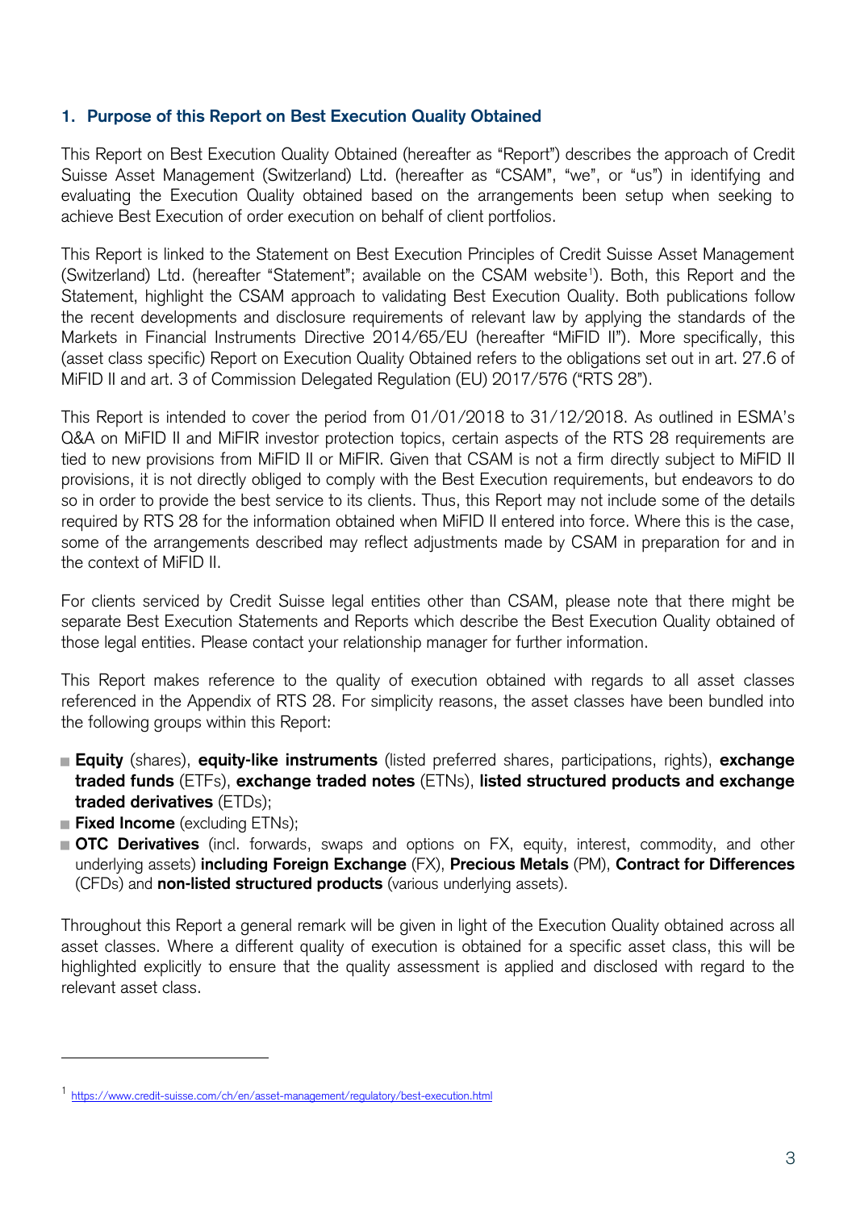## 1. Purpose of this Report on Best Execution Quality Obtained

This Report on Best Execution Quality Obtained (hereafter as "Report") describes the approach of Credit Suisse Asset Management (Switzerland) Ltd. (hereafter as "CSAM", "we", or "us") in identifying and evaluating the Execution Quality obtained based on the arrangements been setup when seeking to achieve Best Execution of order execution on behalf of client portfolios.

This Report is linked to the Statement on Best Execution Principles of Credit Suisse Asset Management (Switzerland) Ltd. (hereafter "Statement"; available on the CSAM website[1]). Both, this Report and the Statement, highlight the CSAM approach to validating Best Execution Quality. Both publications follow the recent developments and disclosure requirements of relevant law by applying the standards of the Markets in Financial Instruments Directive 2014/65/EU (hereafter "MiFID II"). More specifically, this (asset class specific) Report on Execution Quality Obtained refers to the obligations set out in art. 27.6 of MiFID II and art. 3 of Commission Delegated Regulation (EU) 2017/576 ("RTS 28").

This Report is intended to cover the period from 01/01/2018 to 31/12/2018. As outlined in ESMA's Q&A on MiFID II and MiFIR investor protection topics, certain aspects of the RTS 28 requirements are tied to new provisions from MiFID II or MiFIR. Given that CSAM is not a firm directly subject to MiFID II provisions, it is not directly obliged to comply with the Best Execution requirements, but endeavors to do so in order to provide the best service to its clients. Thus, this Report may not include some of the details required by RTS 28 for the information obtained when MiFID II entered into force. Where this is the case, some of the arrangements described may reflect adjustments made by CSAM in preparation for and in the context of MiFID II.

For clients serviced by Credit Suisse legal entities other than CSAM, please note that there might be separate Best Execution Statements and Reports which describe the Best Execution Quality obtained of those legal entities. Please contact your relationship manager for further information.

This Report makes reference to the quality of execution obtained with regards to all asset classes referenced in the Appendix of RTS 28. For simplicity reasons, the asset classes have been bundled into the following groups within this Report:

- **Equity** (shares), **equity-like instruments** (listed preferred shares, participations, rights), **exchange traded funds** (ETFs), **exchange traded notes** (ETNs), **listed structured products and exchange traded derivatives** (ETDs);
- **Fixed Income** (excluding ETNs);
- **OTC Derivatives** (incl. forwards, swaps and options on FX, equity, interest, commodity, and other underlying assets) **including Foreign Exchange** (FX), **Precious Metals** (PM), **Contract for Differences** (CFDs) and **non-listed structured products** (various underlying assets).

Throughout this Report a general remark will be given in light of the Execution Quality obtained across all asset classes. Where a different quality of execution is obtained for a specific asset class, this will be highlighted explicitly to ensure that the quality assessment is applied and disclosed with regard to the relevant asset class.

---

[1] https://www.credit-suisse.com/ch/en/asset-management/regulatory/best-execution.html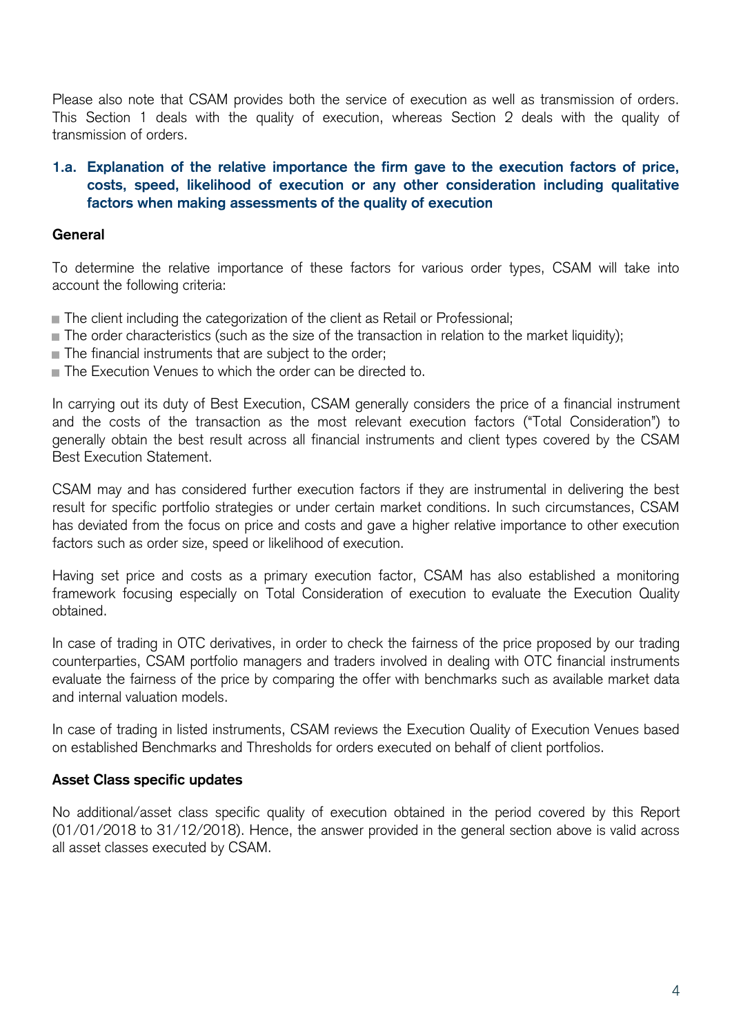Please also note that CSAM provides both the service of execution as well as transmission of orders. This Section 1 deals with the quality of execution, whereas Section 2 deals with the quality of transmission of orders.

### 1.a. Explanation of the relative importance the firm gave to the execution factors of price, costs, speed, likelihood of execution or any other consideration including qualitative factors when making assessments of the quality of execution

**General**

To determine the relative importance of these factors for various order types, CSAM will take into account the following criteria:

- The client including the categorization of the client as Retail or Professional;
- The order characteristics (such as the size of the transaction in relation to the market liquidity);
- The financial instruments that are subject to the order;
- The Execution Venues to which the order can be directed to.

In carrying out its duty of Best Execution, CSAM generally considers the price of a financial instrument and the costs of the transaction as the most relevant execution factors ("Total Consideration") to generally obtain the best result across all financial instruments and client types covered by the CSAM Best Execution Statement.

CSAM may and has considered further execution factors if they are instrumental in delivering the best result for specific portfolio strategies or under certain market conditions. In such circumstances, CSAM has deviated from the focus on price and costs and gave a higher relative importance to other execution factors such as order size, speed or likelihood of execution.

Having set price and costs as a primary execution factor, CSAM has also established a monitoring framework focusing especially on Total Consideration of execution to evaluate the Execution Quality obtained.

In case of trading in OTC derivatives, in order to check the fairness of the price proposed by our trading counterparties, CSAM portfolio managers and traders involved in dealing with OTC financial instruments evaluate the fairness of the price by comparing the offer with benchmarks such as available market data and internal valuation models.

In case of trading in listed instruments, CSAM reviews the Execution Quality of Execution Venues based on established Benchmarks and Thresholds for orders executed on behalf of client portfolios.

**Asset Class specific updates**

No additional/asset class specific quality of execution obtained in the period covered by this Report (01/01/2018 to 31/12/2018). Hence, the answer provided in the general section above is valid across all asset classes executed by CSAM.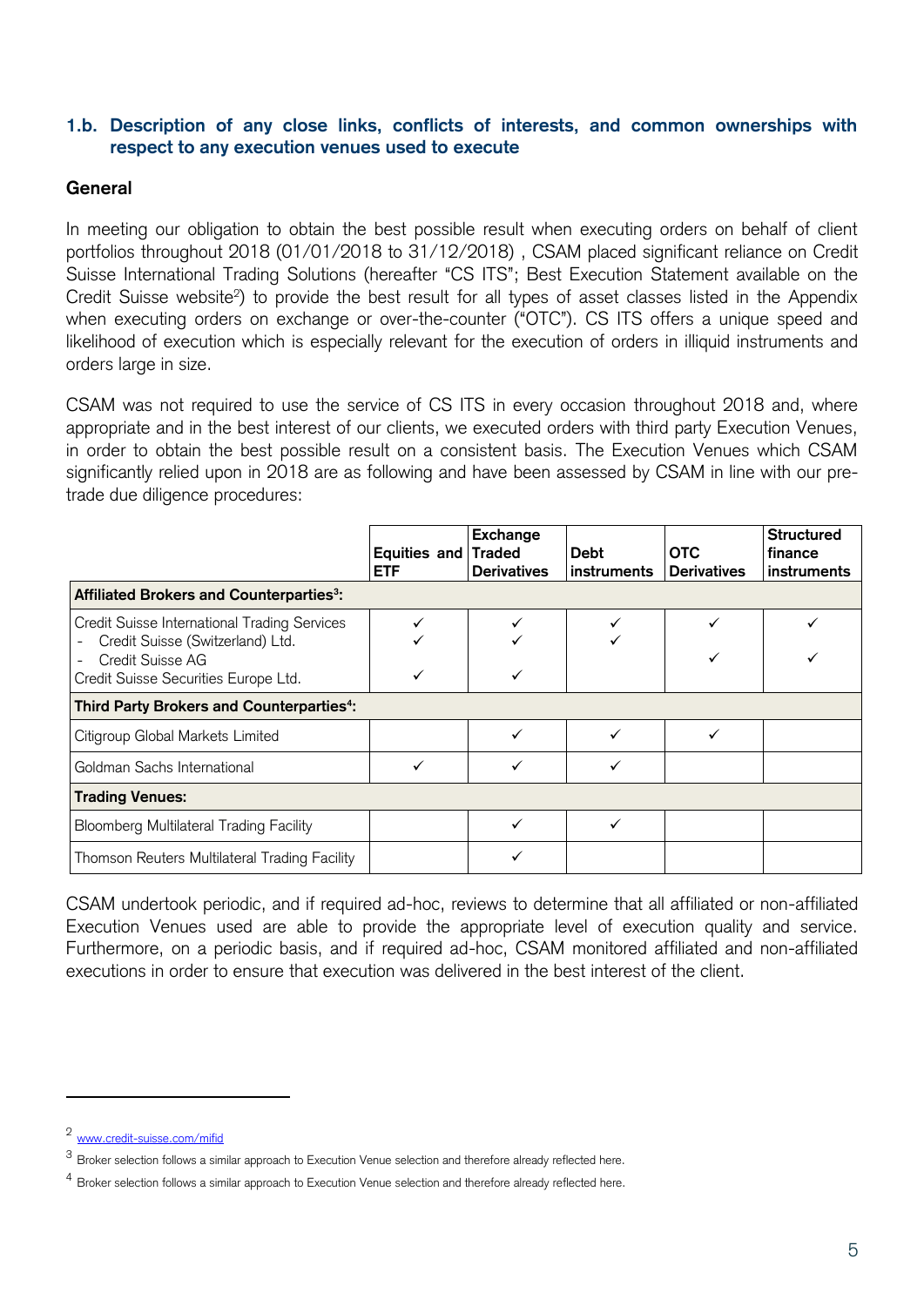### 1.b. Description of any close links, conflicts of interests, and common ownerships with respect to any execution venues used to execute

**General**

In meeting our obligation to obtain the best possible result when executing orders on behalf of client portfolios throughout 2018 (01/01/2018 to 31/12/2018) , CSAM placed significant reliance on Credit Suisse International Trading Solutions (hereafter "CS ITS"; Best Execution Statement available on the Credit Suisse website[2]) to provide the best result for all types of asset classes listed in the Appendix when executing orders on exchange or over-the-counter ("OTC"). CS ITS offers a unique speed and likelihood of execution which is especially relevant for the execution of orders in illiquid instruments and orders large in size.

CSAM was not required to use the service of CS ITS in every occasion throughout 2018 and, where appropriate and in the best interest of our clients, we executed orders with third party Execution Venues, in order to obtain the best possible result on a consistent basis. The Execution Venues which CSAM significantly relied upon in 2018 are as following and have been assessed by CSAM in line with our pre-trade due diligence procedures:

| | Equities and ETF | Exchange Traded Derivatives | Debt instruments | OTC Derivatives | Structured finance instruments |
|---|---|---|---|---|---|
| **Affiliated Brokers and Counterparties[3]:** | | | | | |
| Credit Suisse International Trading Services | ✓ | ✓ | ✓ | ✓ | ✓ |
| - Credit Suisse (Switzerland) Ltd. | ✓ | ✓ | ✓ | | |
| - Credit Suisse AG | | | | ✓ | ✓ |
| Credit Suisse Securities Europe Ltd. | ✓ | ✓ | | | |
| **Third Party Brokers and Counterparties[4]:** | | | | | |
| Citigroup Global Markets Limited | | ✓ | ✓ | ✓ | |
| Goldman Sachs International | ✓ | ✓ | ✓ | | |
| **Trading Venues:** | | | | | |
| Bloomberg Multilateral Trading Facility | | ✓ | ✓ | | |
| Thomson Reuters Multilateral Trading Facility | | ✓ | | | |

CSAM undertook periodic, and if required ad-hoc, reviews to determine that all affiliated or non-affiliated Execution Venues used are able to provide the appropriate level of execution quality and service. Furthermore, on a periodic basis, and if required ad-hoc, CSAM monitored affiliated and non-affiliated executions in order to ensure that execution was delivered in the best interest of the client.

---

[2] www.credit-suisse.com/mifid

[3] Broker selection follows a similar approach to Execution Venue selection and therefore already reflected here.

[4] Broker selection follows a similar approach to Execution Venue selection and therefore already reflected here.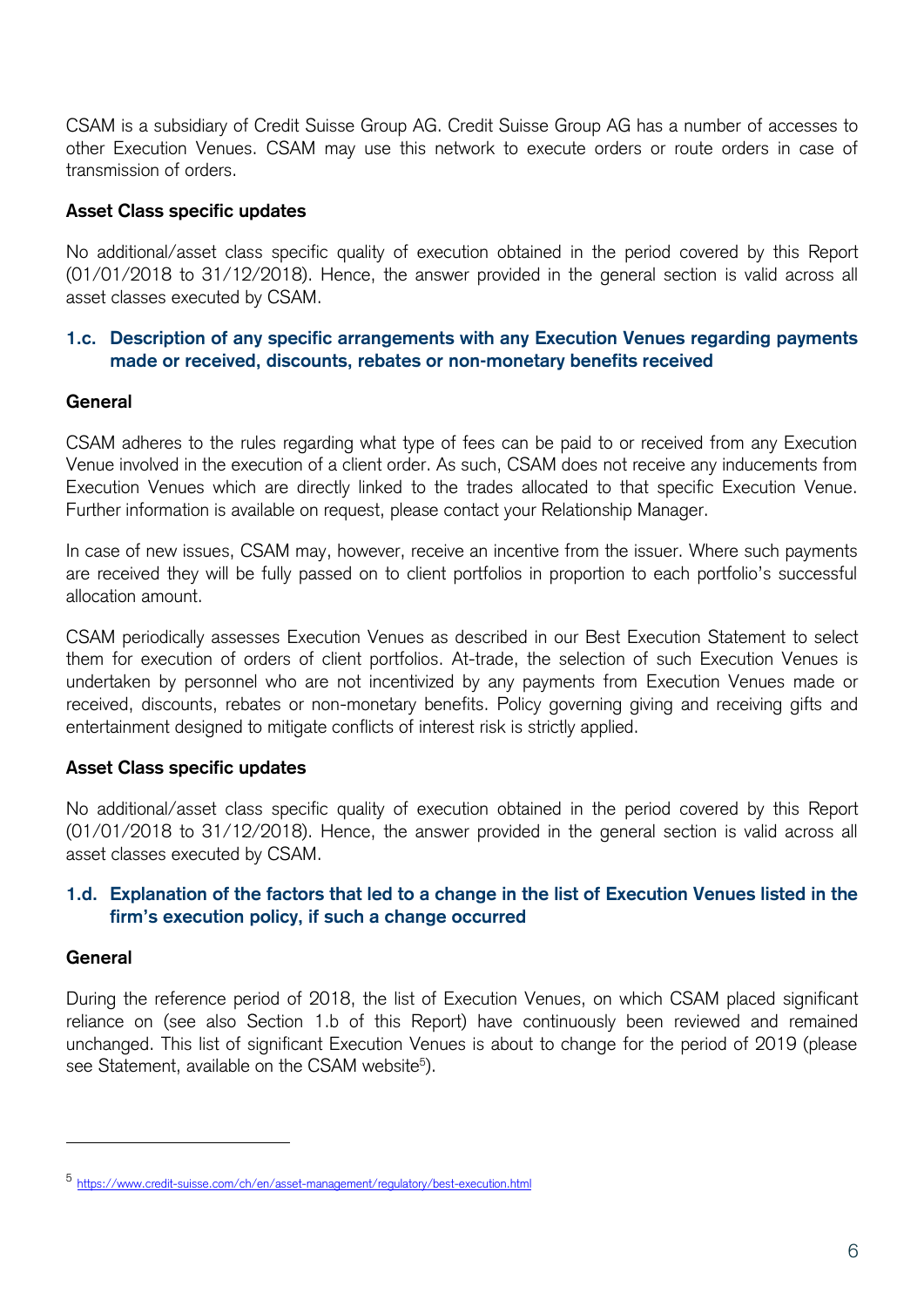CSAM is a subsidiary of Credit Suisse Group AG. Credit Suisse Group AG has a number of accesses to other Execution Venues. CSAM may use this network to execute orders or route orders in case of transmission of orders.

**Asset Class specific updates**

No additional/asset class specific quality of execution obtained in the period covered by this Report (01/01/2018 to 31/12/2018). Hence, the answer provided in the general section is valid across all asset classes executed by CSAM.

### 1.c. Description of any specific arrangements with any Execution Venues regarding payments made or received, discounts, rebates or non-monetary benefits received

**General**

CSAM adheres to the rules regarding what type of fees can be paid to or received from any Execution Venue involved in the execution of a client order. As such, CSAM does not receive any inducements from Execution Venues which are directly linked to the trades allocated to that specific Execution Venue. Further information is available on request, please contact your Relationship Manager.

In case of new issues, CSAM may, however, receive an incentive from the issuer. Where such payments are received they will be fully passed on to client portfolios in proportion to each portfolio's successful allocation amount.

CSAM periodically assesses Execution Venues as described in our Best Execution Statement to select them for execution of orders of client portfolios. At-trade, the selection of such Execution Venues is undertaken by personnel who are not incentivized by any payments from Execution Venues made or received, discounts, rebates or non-monetary benefits. Policy governing giving and receiving gifts and entertainment designed to mitigate conflicts of interest risk is strictly applied.

**Asset Class specific updates**

No additional/asset class specific quality of execution obtained in the period covered by this Report (01/01/2018 to 31/12/2018). Hence, the answer provided in the general section is valid across all asset classes executed by CSAM.

### 1.d. Explanation of the factors that led to a change in the list of Execution Venues listed in the firm's execution policy, if such a change occurred

**General**

During the reference period of 2018, the list of Execution Venues, on which CSAM placed significant reliance on (see also Section 1.b of this Report) have continuously been reviewed and remained unchanged. This list of significant Execution Venues is about to change for the period of 2019 (please see Statement, available on the CSAM website[5]).

---

[5] https://www.credit-suisse.com/ch/en/asset-management/regulatory/best-execution.html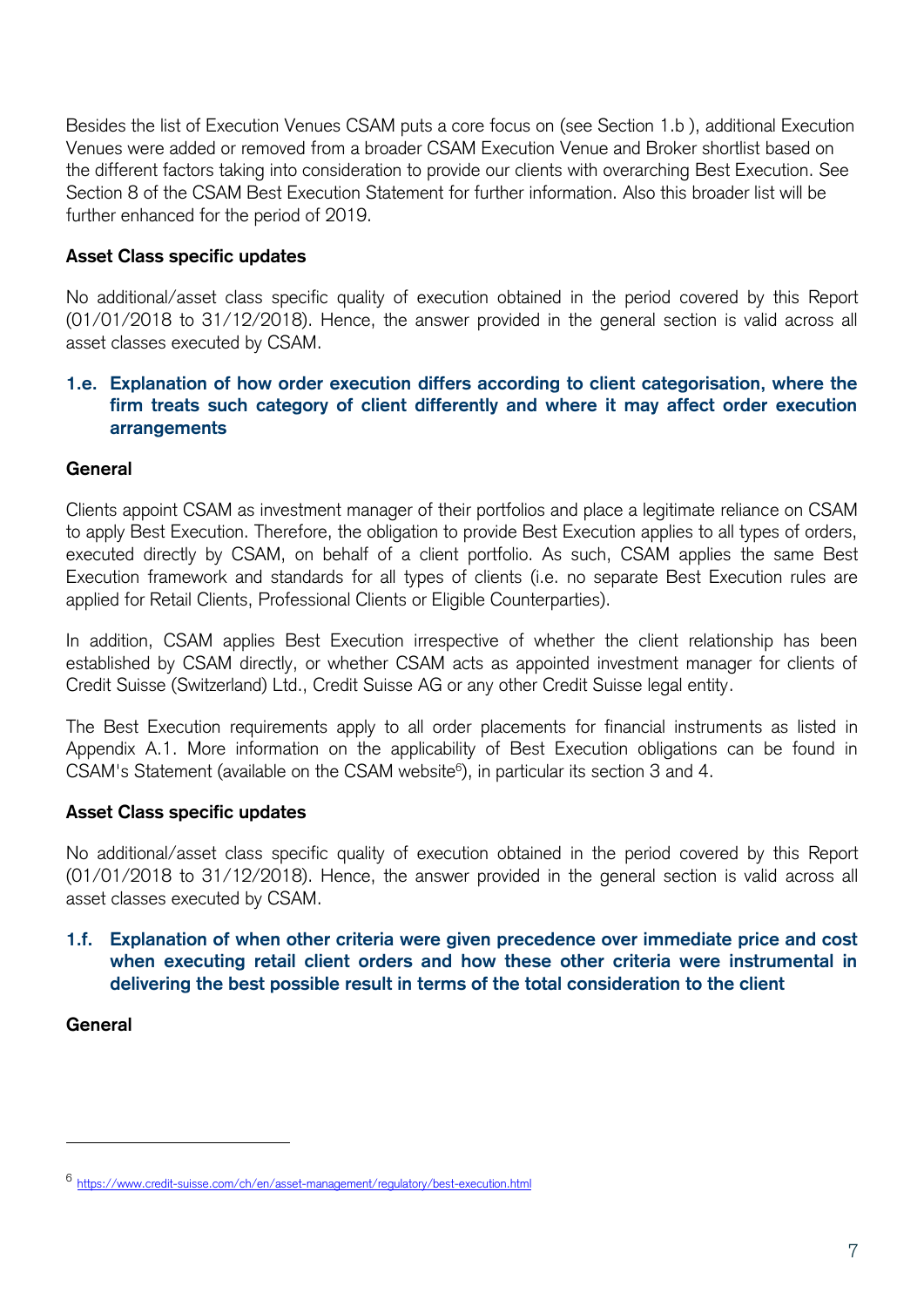Besides the list of Execution Venues CSAM puts a core focus on (see Section 1.b ), additional Execution Venues were added or removed from a broader CSAM Execution Venue and Broker shortlist based on the different factors taking into consideration to provide our clients with overarching Best Execution. See Section 8 of the CSAM Best Execution Statement for further information. Also this broader list will be further enhanced for the period of 2019.

**Asset Class specific updates**

No additional/asset class specific quality of execution obtained in the period covered by this Report (01/01/2018 to 31/12/2018). Hence, the answer provided in the general section is valid across all asset classes executed by CSAM.

### 1.e. Explanation of how order execution differs according to client categorisation, where the firm treats such category of client differently and where it may affect order execution arrangements

**General**

Clients appoint CSAM as investment manager of their portfolios and place a legitimate reliance on CSAM to apply Best Execution. Therefore, the obligation to provide Best Execution applies to all types of orders, executed directly by CSAM, on behalf of a client portfolio. As such, CSAM applies the same Best Execution framework and standards for all types of clients (i.e. no separate Best Execution rules are applied for Retail Clients, Professional Clients or Eligible Counterparties).

In addition, CSAM applies Best Execution irrespective of whether the client relationship has been established by CSAM directly, or whether CSAM acts as appointed investment manager for clients of Credit Suisse (Switzerland) Ltd., Credit Suisse AG or any other Credit Suisse legal entity.

The Best Execution requirements apply to all order placements for financial instruments as listed in Appendix A.1. More information on the applicability of Best Execution obligations can be found in CSAM's Statement (available on the CSAM website[6]), in particular its section 3 and 4.

**Asset Class specific updates**

No additional/asset class specific quality of execution obtained in the period covered by this Report (01/01/2018 to 31/12/2018). Hence, the answer provided in the general section is valid across all asset classes executed by CSAM.

### 1.f. Explanation of when other criteria were given precedence over immediate price and cost when executing retail client orders and how these other criteria were instrumental in delivering the best possible result in terms of the total consideration to the client

**General**

---

[6] https://www.credit-suisse.com/ch/en/asset-management/regulatory/best-execution.html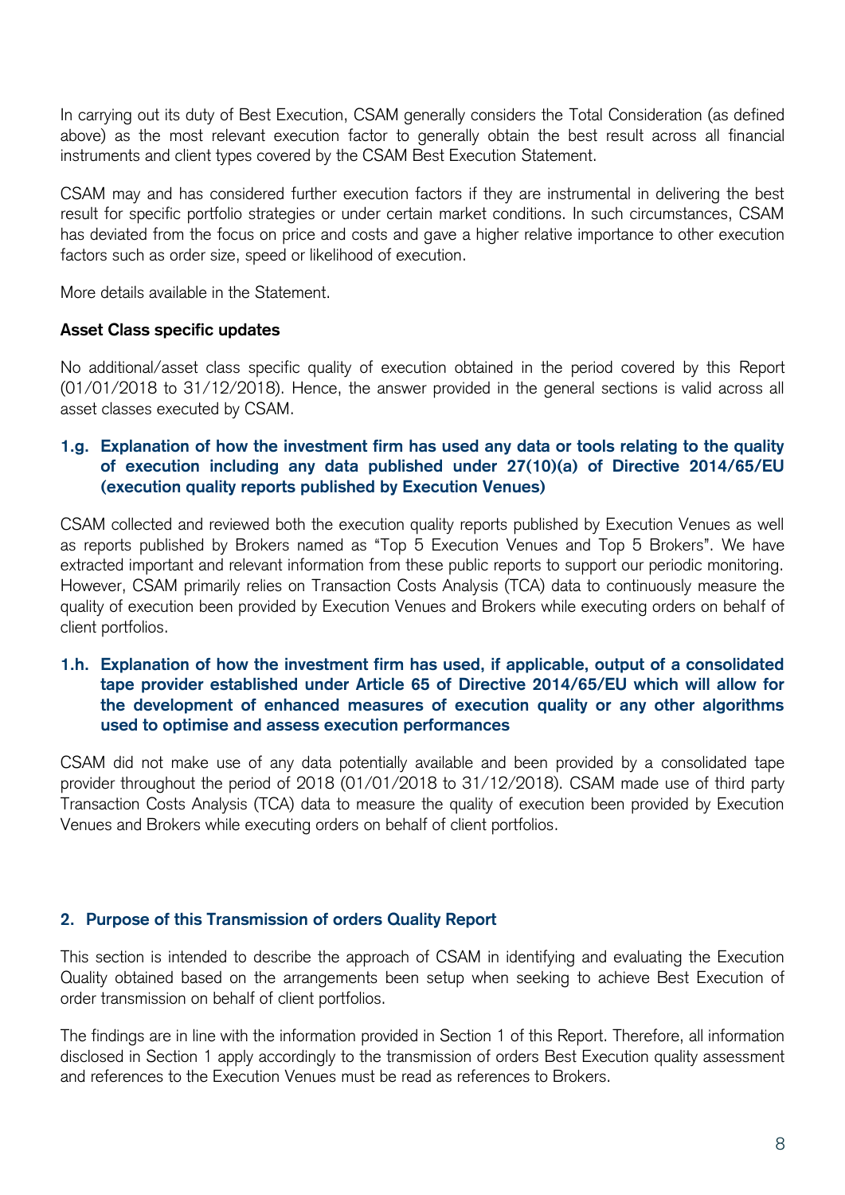In carrying out its duty of Best Execution, CSAM generally considers the Total Consideration (as defined above) as the most relevant execution factor to generally obtain the best result across all financial instruments and client types covered by the CSAM Best Execution Statement.

CSAM may and has considered further execution factors if they are instrumental in delivering the best result for specific portfolio strategies or under certain market conditions. In such circumstances, CSAM has deviated from the focus on price and costs and gave a higher relative importance to other execution factors such as order size, speed or likelihood of execution.

More details available in the Statement.

**Asset Class specific updates**

No additional/asset class specific quality of execution obtained in the period covered by this Report (01/01/2018 to 31/12/2018). Hence, the answer provided in the general sections is valid across all asset classes executed by CSAM.

### 1.g. Explanation of how the investment firm has used any data or tools relating to the quality of execution including any data published under 27(10)(a) of Directive 2014/65/EU (execution quality reports published by Execution Venues)

CSAM collected and reviewed both the execution quality reports published by Execution Venues as well as reports published by Brokers named as "Top 5 Execution Venues and Top 5 Brokers". We have extracted important and relevant information from these public reports to support our periodic monitoring. However, CSAM primarily relies on Transaction Costs Analysis (TCA) data to continuously measure the quality of execution been provided by Execution Venues and Brokers while executing orders on behalf of client portfolios.

### 1.h. Explanation of how the investment firm has used, if applicable, output of a consolidated tape provider established under Article 65 of Directive 2014/65/EU which will allow for the development of enhanced measures of execution quality or any other algorithms used to optimise and assess execution performances

CSAM did not make use of any data potentially available and been provided by a consolidated tape provider throughout the period of 2018 (01/01/2018 to 31/12/2018). CSAM made use of third party Transaction Costs Analysis (TCA) data to measure the quality of execution been provided by Execution Venues and Brokers while executing orders on behalf of client portfolios.

## 2. Purpose of this Transmission of orders Quality Report

This section is intended to describe the approach of CSAM in identifying and evaluating the Execution Quality obtained based on the arrangements been setup when seeking to achieve Best Execution of order transmission on behalf of client portfolios.

The findings are in line with the information provided in Section 1 of this Report. Therefore, all information disclosed in Section 1 apply accordingly to the transmission of orders Best Execution quality assessment and references to the Execution Venues must be read as references to Brokers.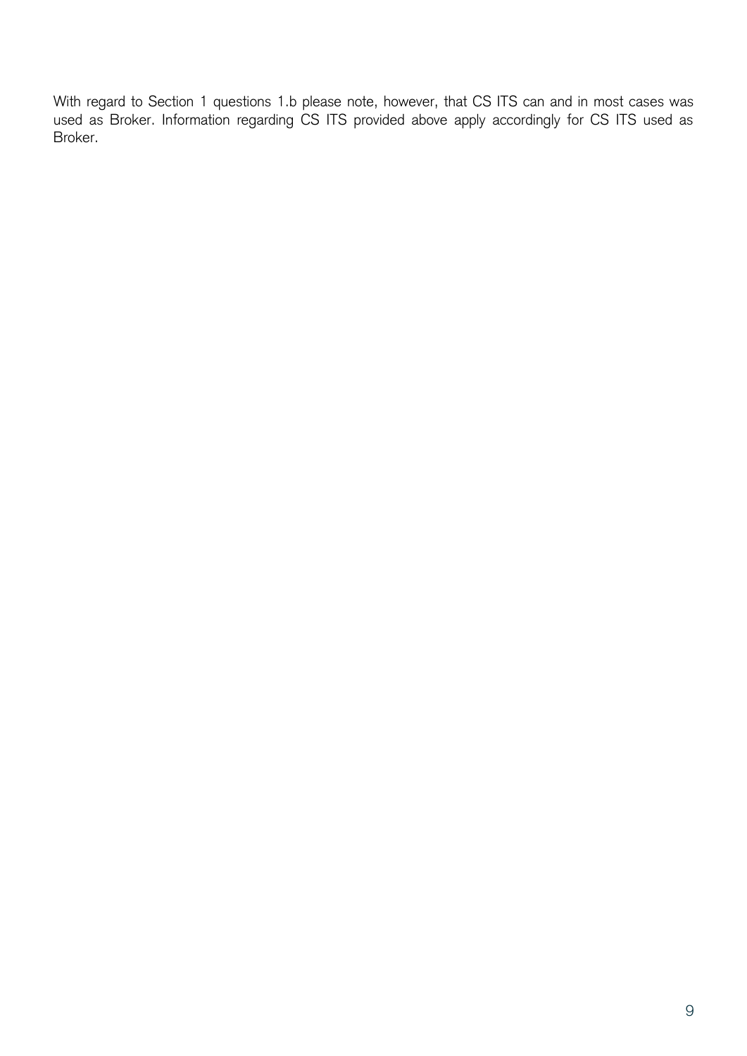With regard to Section 1 questions 1.b please note, however, that CS ITS can and in most cases was used as Broker. Information regarding CS ITS provided above apply accordingly for CS ITS used as Broker.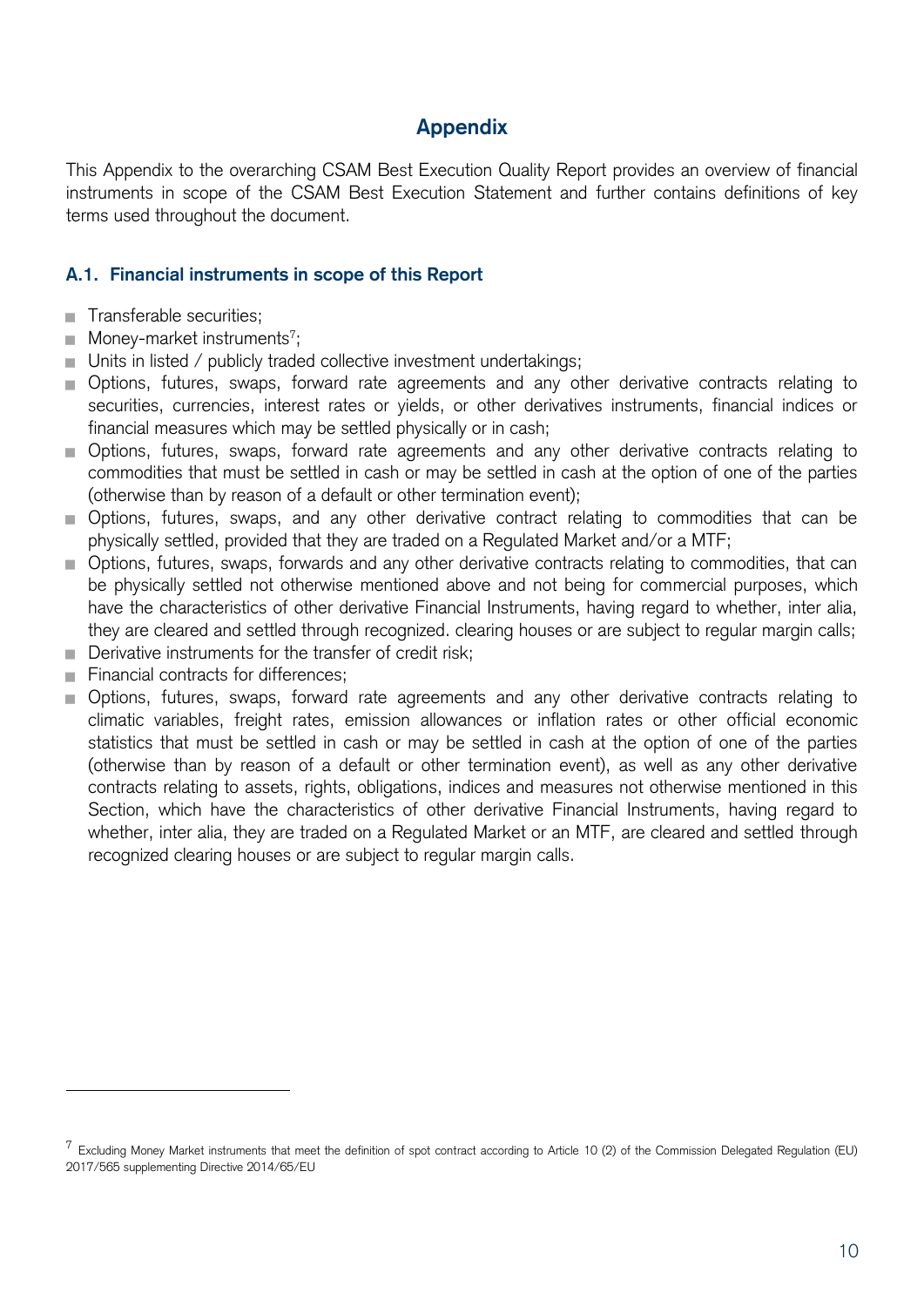# Appendix

This Appendix to the overarching CSAM Best Execution Quality Report provides an overview of financial instruments in scope of the CSAM Best Execution Statement and further contains definitions of key terms used throughout the document.

## A.1. Financial instruments in scope of this Report

- Transferable securities;
- Money-market instruments[7];
- Units in listed / publicly traded collective investment undertakings;
- Options, futures, swaps, forward rate agreements and any other derivative contracts relating to securities, currencies, interest rates or yields, or other derivatives instruments, financial indices or financial measures which may be settled physically or in cash;
- Options, futures, swaps, forward rate agreements and any other derivative contracts relating to commodities that must be settled in cash or may be settled in cash at the option of one of the parties (otherwise than by reason of a default or other termination event);
- Options, futures, swaps, and any other derivative contract relating to commodities that can be physically settled, provided that they are traded on a Regulated Market and/or a MTF;
- Options, futures, swaps, forwards and any other derivative contracts relating to commodities, that can be physically settled not otherwise mentioned above and not being for commercial purposes, which have the characteristics of other derivative Financial Instruments, having regard to whether, inter alia, they are cleared and settled through recognized. clearing houses or are subject to regular margin calls;
- Derivative instruments for the transfer of credit risk;
- Financial contracts for differences;
- Options, futures, swaps, forward rate agreements and any other derivative contracts relating to climatic variables, freight rates, emission allowances or inflation rates or other official economic statistics that must be settled in cash or may be settled in cash at the option of one of the parties (otherwise than by reason of a default or other termination event), as well as any other derivative contracts relating to assets, rights, obligations, indices and measures not otherwise mentioned in this Section, which have the characteristics of other derivative Financial Instruments, having regard to whether, inter alia, they are traded on a Regulated Market or an MTF, are cleared and settled through recognized clearing houses or are subject to regular margin calls.

---

[7] Excluding Money Market instruments that meet the definition of spot contract according to Article 10 (2) of the Commission Delegated Regulation (EU) 2017/565 supplementing Directive 2014/65/EU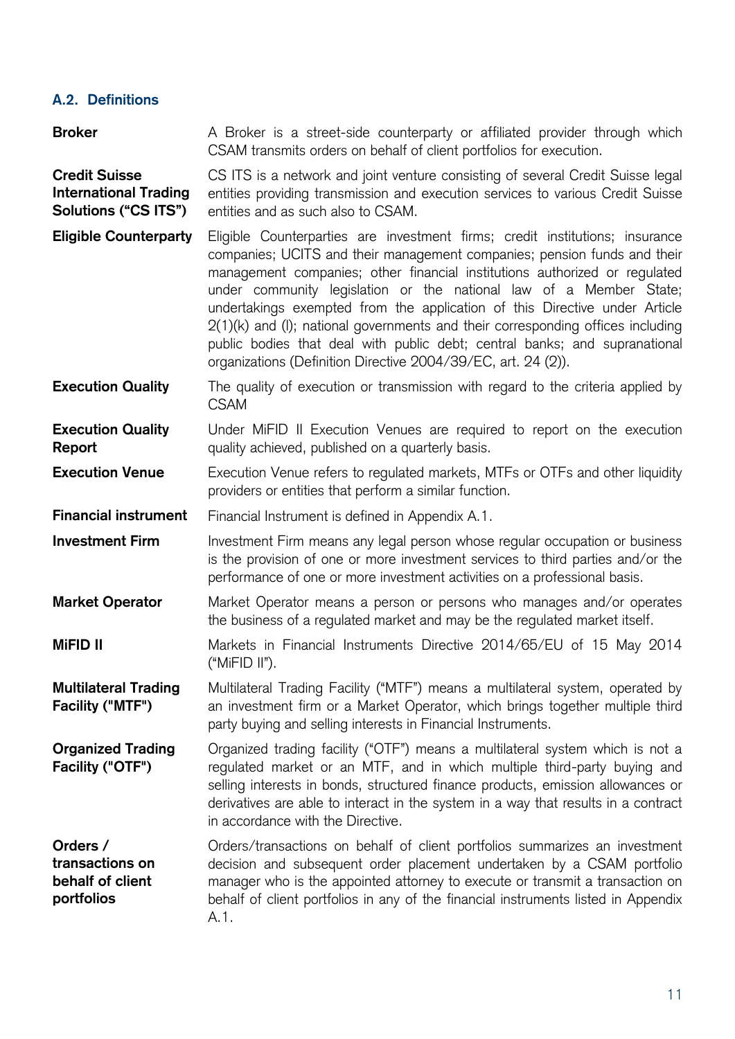### A.2. Definitions

| | |
|---|---|
| **Broker** | A Broker is a street-side counterparty or affiliated provider through which CSAM transmits orders on behalf of client portfolios for execution. |
| **Credit Suisse International Trading Solutions ("CS ITS")** | CS ITS is a network and joint venture consisting of several Credit Suisse legal entities providing transmission and execution services to various Credit Suisse entities and as such also to CSAM. |
| **Eligible Counterparty** | Eligible Counterparties are investment firms; credit institutions; insurance companies; UCITS and their management companies; pension funds and their management companies; other financial institutions authorized or regulated under community legislation or the national law of a Member State; undertakings exempted from the application of this Directive under Article 2(1)(k) and (l); national governments and their corresponding offices including public bodies that deal with public debt; central banks; and supranational organizations (Definition Directive 2004/39/EC, art. 24 (2)). |
| **Execution Quality** | The quality of execution or transmission with regard to the criteria applied by CSAM |
| **Execution Quality Report** | Under MiFID II Execution Venues are required to report on the execution quality achieved, published on a quarterly basis. |
| **Execution Venue** | Execution Venue refers to regulated markets, MTFs or OTFs and other liquidity providers or entities that perform a similar function. |
| **Financial instrument** | Financial Instrument is defined in Appendix A.1. |
| **Investment Firm** | Investment Firm means any legal person whose regular occupation or business is the provision of one or more investment services to third parties and/or the performance of one or more investment activities on a professional basis. |
| **Market Operator** | Market Operator means a person or persons who manages and/or operates the business of a regulated market and may be the regulated market itself. |
| **MiFID II** | Markets in Financial Instruments Directive 2014/65/EU of 15 May 2014 ("MiFID II"). |
| **Multilateral Trading Facility ("MTF")** | Multilateral Trading Facility ("MTF") means a multilateral system, operated by an investment firm or a Market Operator, which brings together multiple third party buying and selling interests in Financial Instruments. |
| **Organized Trading Facility ("OTF")** | Organized trading facility ("OTF") means a multilateral system which is not a regulated market or an MTF, and in which multiple third-party buying and selling interests in bonds, structured finance products, emission allowances or derivatives are able to interact in the system in a way that results in a contract in accordance with the Directive. |
| **Orders / transactions on behalf of client portfolios** | Orders/transactions on behalf of client portfolios summarizes an investment decision and subsequent order placement undertaken by a CSAM portfolio manager who is the appointed attorney to execute or transmit a transaction on behalf of client portfolios in any of the financial instruments listed in Appendix A.1. |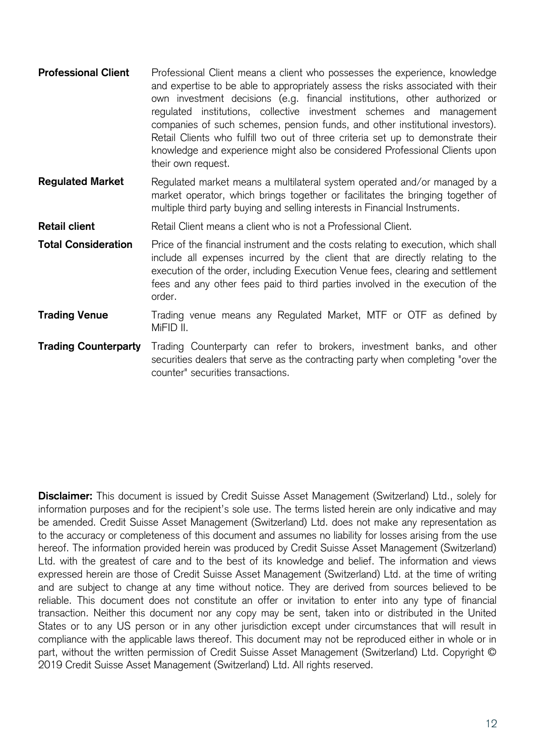| | |
|---|---|
| **Professional Client** | Professional Client means a client who possesses the experience, knowledge and expertise to be able to appropriately assess the risks associated with their own investment decisions (e.g. financial institutions, other authorized or regulated institutions, collective investment schemes and management companies of such schemes, pension funds, and other institutional investors). Retail Clients who fulfill two out of three criteria set up to demonstrate their knowledge and experience might also be considered Professional Clients upon their own request. |
| **Regulated Market** | Regulated market means a multilateral system operated and/or managed by a market operator, which brings together or facilitates the bringing together of multiple third party buying and selling interests in Financial Instruments. |
| **Retail client** | Retail Client means a client who is not a Professional Client. |
| **Total Consideration** | Price of the financial instrument and the costs relating to execution, which shall include all expenses incurred by the client that are directly relating to the execution of the order, including Execution Venue fees, clearing and settlement fees and any other fees paid to third parties involved in the execution of the order. |
| **Trading Venue** | Trading venue means any Regulated Market, MTF or OTF as defined by MiFID II. |
| **Trading Counterparty** | Trading Counterparty can refer to brokers, investment banks, and other securities dealers that serve as the contracting party when completing "over the counter" securities transactions. |

**Disclaimer:** This document is issued by Credit Suisse Asset Management (Switzerland) Ltd., solely for information purposes and for the recipient's sole use. The terms listed herein are only indicative and may be amended. Credit Suisse Asset Management (Switzerland) Ltd. does not make any representation as to the accuracy or completeness of this document and assumes no liability for losses arising from the use hereof. The information provided herein was produced by Credit Suisse Asset Management (Switzerland) Ltd. with the greatest of care and to the best of its knowledge and belief. The information and views expressed herein are those of Credit Suisse Asset Management (Switzerland) Ltd. at the time of writing and are subject to change at any time without notice. They are derived from sources believed to be reliable. This document does not constitute an offer or invitation to enter into any type of financial transaction. Neither this document nor any copy may be sent, taken into or distributed in the United States or to any US person or in any other jurisdiction except under circumstances that will result in compliance with the applicable laws thereof. This document may not be reproduced either in whole or in part, without the written permission of Credit Suisse Asset Management (Switzerland) Ltd. Copyright © 2019 Credit Suisse Asset Management (Switzerland) Ltd. All rights reserved.